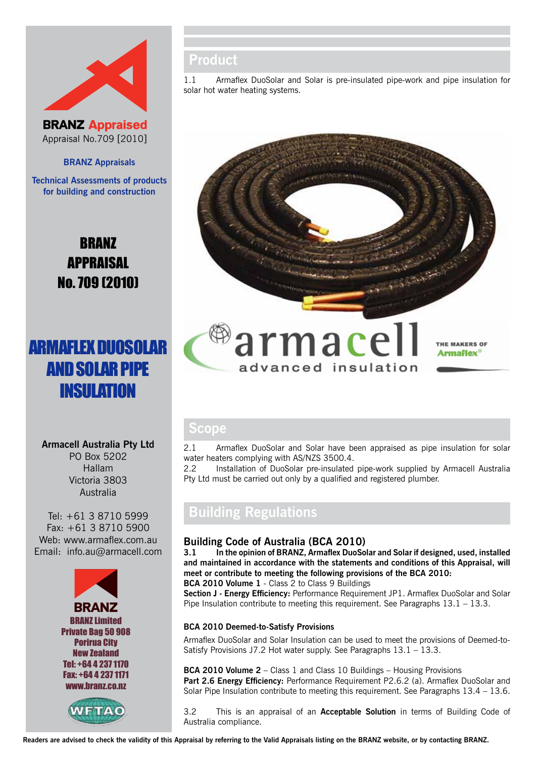**BRANZ Appraised**
Appraisal No.709 [2010]

**BRANZ Appraisals**

**Technical Assessments of products for building and construction**

# BRANZ APPRAISAL No. 709 (2010)

# ARMAFLEX DUOSOLAR AND SOLAR PIPE INSULATION

**Armacell Australia Pty Ltd**
PO Box 5202
Hallam
Victoria 3803
Australia

Tel: +61 3 8710 5999
Fax: +61 3 8710 5900
Web: www.armaflex.com.au
Email: info.au@armacell.com

**BRANZ Limited**
**Private Bag 50 908**
**Porirua City**
**New Zealand**
**Tel: +64 4 237 1170**
**Fax: +64 4 237 1171**
**www.branz.co.nz**

## Product

1.1 Armaflex DuoSolar and Solar is pre-insulated pipe-work and pipe insulation for solar hot water heating systems.

## Scope

2.1 Armaflex DuoSolar and Solar have been appraised as pipe insulation for solar water heaters complying with AS/NZS 3500.4.

2.2 Installation of DuoSolar pre-insulated pipe-work supplied by Armacell Australia Pty Ltd must be carried out only by a qualified and registered plumber.

## Building Regulations

### Building Code of Australia (BCA 2010)

**3.1 In the opinion of BRANZ, Armaflex DuoSolar and Solar if designed, used, installed and maintained in accordance with the statements and conditions of this Appraisal, will meet or contribute to meeting the following provisions of the BCA 2010:**

**BCA 2010 Volume 1** - Class 2 to Class 9 Buildings

**Section J - Energy Efficiency:** Performance Requirement JP1. Armaflex DuoSolar and Solar Pipe Insulation contribute to meeting this requirement. See Paragraphs 13.1 – 13.3.

**BCA 2010 Deemed-to-Satisfy Provisions**

Armaflex DuoSolar and Solar Insulation can be used to meet the provisions of Deemed-to-Satisfy Provisions J7.2 Hot water supply. See Paragraphs 13.1 – 13.3.

**BCA 2010 Volume 2** – Class 1 and Class 10 Buildings – Housing Provisions

**Part 2.6 Energy Efficiency:** Performance Requirement P2.6.2 (a). Armaflex DuoSolar and Solar Pipe Insulation contribute to meeting this requirement. See Paragraphs 13.4 – 13.6.

3.2 This is an appraisal of an **Acceptable Solution** in terms of Building Code of Australia compliance.

**Readers are advised to check the validity of this Appraisal by referring to the Valid Appraisals listing on the BRANZ website, or by contacting BRANZ.**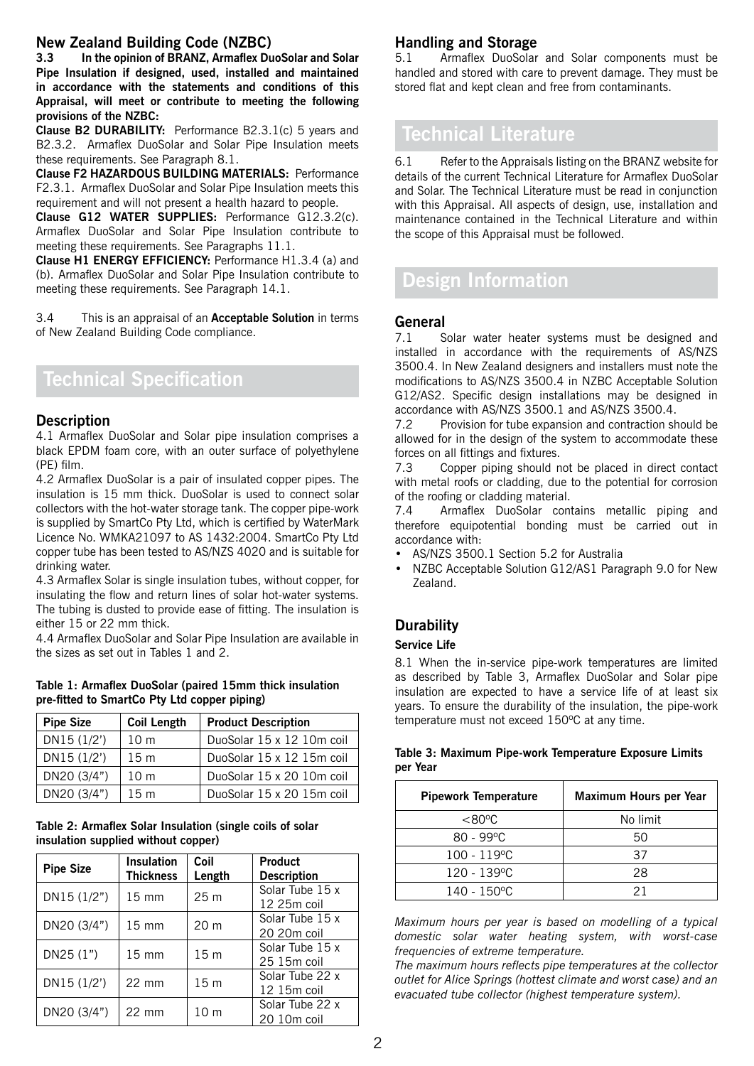## New Zealand Building Code (NZBC)

**3.3 In the opinion of BRANZ, Armaflex DuoSolar and Solar Pipe Insulation if designed, used, installed and maintained in accordance with the statements and conditions of this Appraisal, will meet or contribute to meeting the following provisions of the NZBC:**

**Clause B2 DURABILITY:** Performance B2.3.1(c) 5 years and B2.3.2. Armaflex DuoSolar and Solar Pipe Insulation meets these requirements. See Paragraph 8.1.

**Clause F2 HAZARDOUS BUILDING MATERIALS:** Performance F2.3.1. Armaflex DuoSolar and Solar Pipe Insulation meets this requirement and will not present a health hazard to people.

**Clause G12 WATER SUPPLIES:** Performance G12.3.2(c). Armaflex DuoSolar and Solar Pipe Insulation contribute to meeting these requirements. See Paragraphs 11.1.

**Clause H1 ENERGY EFFICIENCY:** Performance H1.3.4 (a) and (b). Armaflex DuoSolar and Solar Pipe Insulation contribute to meeting these requirements. See Paragraph 14.1.

3.4 This is an appraisal of an **Acceptable Solution** in terms of New Zealand Building Code compliance.

# Technical Specification

## Description

4.1 Armaflex DuoSolar and Solar pipe insulation comprises a black EPDM foam core, with an outer surface of polyethylene (PE) film.

4.2 Armaflex DuoSolar is a pair of insulated copper pipes. The insulation is 15 mm thick. DuoSolar is used to connect solar collectors with the hot-water storage tank. The copper pipe-work is supplied by SmartCo Pty Ltd, which is certified by WaterMark Licence No. WMKA21097 to AS 1432:2004. SmartCo Pty Ltd copper tube has been tested to AS/NZS 4020 and is suitable for drinking water.

4.3 Armaflex Solar is single insulation tubes, without copper, for insulating the flow and return lines of solar hot-water systems. The tubing is dusted to provide ease of fitting. The insulation is either 15 or 22 mm thick.

4.4 Armaflex DuoSolar and Solar Pipe Insulation are available in the sizes as set out in Tables 1 and 2.

**Table 1: Armaflex DuoSolar (paired 15mm thick insulation pre-fitted to SmartCo Pty Ltd copper piping)**

| Pipe Size | Coil Length | Product Description |
|---|---|---|
| DN15 (1/2') | 10 m | DuoSolar 15 x 12 10m coil |
| DN15 (1/2') | 15 m | DuoSolar 15 x 12 15m coil |
| DN20 (3/4") | 10 m | DuoSolar 15 x 20 10m coil |
| DN20 (3/4") | 15 m | DuoSolar 15 x 20 15m coil |

**Table 2: Armaflex Solar Insulation (single coils of solar insulation supplied without copper)**

| Pipe Size | Insulation Thickness | Coil Length | Product Description |
|---|---|---|---|
| DN15 (1/2") | 15 mm | 25 m | Solar Tube 15 x 12 25m coil |
| DN20 (3/4") | 15 mm | 20 m | Solar Tube 15 x 20 20m coil |
| DN25 (1") | 15 mm | 15 m | Solar Tube 15 x 25 15m coil |
| DN15 (1/2') | 22 mm | 15 m | Solar Tube 22 x 12 15m coil |
| DN20 (3/4") | 22 mm | 10 m | Solar Tube 22 x 20 10m coil |

## Handling and Storage

5.1 Armaflex DuoSolar and Solar components must be handled and stored with care to prevent damage. They must be stored flat and kept clean and free from contaminants.

# Technical Literature

6.1 Refer to the Appraisals listing on the BRANZ website for details of the current Technical Literature for Armaflex DuoSolar and Solar. The Technical Literature must be read in conjunction with this Appraisal. All aspects of design, use, installation and maintenance contained in the Technical Literature and within the scope of this Appraisal must be followed.

# Design Information

## General

7.1 Solar water heater systems must be designed and installed in accordance with the requirements of AS/NZS 3500.4. In New Zealand designers and installers must note the modifications to AS/NZS 3500.4 in NZBC Acceptable Solution G12/AS2. Specific design installations may be designed in accordance with AS/NZS 3500.1 and AS/NZS 3500.4.

7.2 Provision for tube expansion and contraction should be allowed for in the design of the system to accommodate these forces on all fittings and fixtures.

7.3 Copper piping should not be placed in direct contact with metal roofs or cladding, due to the potential for corrosion of the roofing or cladding material.

7.4 Armaflex DuoSolar contains metallic piping and therefore equipotential bonding must be carried out in accordance with:

- AS/NZS 3500.1 Section 5.2 for Australia
- NZBC Acceptable Solution G12/AS1 Paragraph 9.0 for New Zealand.

## Durability

### Service Life

8.1 When the in-service pipe-work temperatures are limited as described by Table 3, Armaflex DuoSolar and Solar pipe insulation are expected to have a service life of at least six years. To ensure the durability of the insulation, the pipe-work temperature must not exceed 150ºC at any time.

**Table 3: Maximum Pipe-work Temperature Exposure Limits per Year**

| Pipework Temperature | Maximum Hours per Year |
|---|---|
| <80ºC | No limit |
| 80 - 99ºC | 50 |
| 100 - 119ºC | 37 |
| 120 - 139ºC | 28 |
| 140 - 150ºC | 21 |

*Maximum hours per year is based on modelling of a typical domestic solar water heating system, with worst-case frequencies of extreme temperature.*

*The maximum hours reflects pipe temperatures at the collector outlet for Alice Springs (hottest climate and worst case) and an evacuated tube collector (highest temperature system).*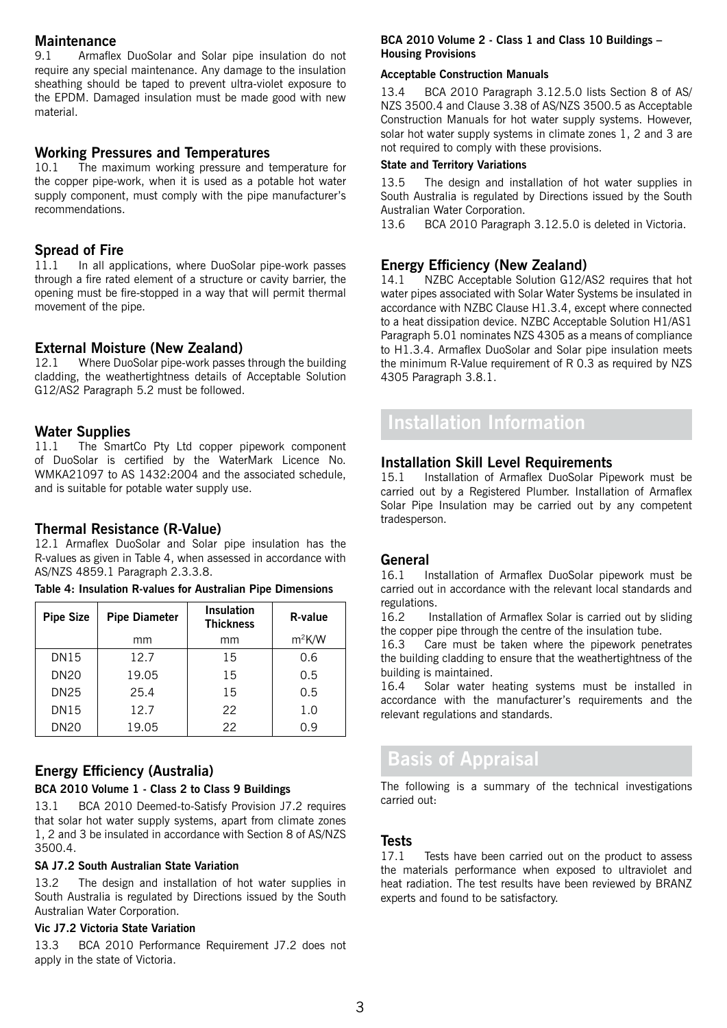## Maintenance

9.1 Armaflex DuoSolar and Solar pipe insulation do not require any special maintenance. Any damage to the insulation sheathing should be taped to prevent ultra-violet exposure to the EPDM. Damaged insulation must be made good with new material.

## Working Pressures and Temperatures

10.1 The maximum working pressure and temperature for the copper pipe-work, when it is used as a potable hot water supply component, must comply with the pipe manufacturer's recommendations.

## Spread of Fire

11.1 In all applications, where DuoSolar pipe-work passes through a fire rated element of a structure or cavity barrier, the opening must be fire-stopped in a way that will permit thermal movement of the pipe.

## External Moisture (New Zealand)

12.1 Where DuoSolar pipe-work passes through the building cladding, the weathertightness details of Acceptable Solution G12/AS2 Paragraph 5.2 must be followed.

## Water Supplies

11.1 The SmartCo Pty Ltd copper pipework component of DuoSolar is certified by the WaterMark Licence No. WMKA21097 to AS 1432:2004 and the associated schedule, and is suitable for potable water supply use.

## Thermal Resistance (R-Value)

12.1 Armaflex DuoSolar and Solar pipe insulation has the R-values as given in Table 4, when assessed in accordance with AS/NZS 4859.1 Paragraph 2.3.3.8.

**Table 4: Insulation R-values for Australian Pipe Dimensions**

| Pipe Size | Pipe Diameter | Insulation Thickness | R-value |
|---|---|---|---|
| | mm | mm | $m^2K/W$ |
| DN15 | 12.7 | 15 | 0.6 |
| DN20 | 19.05 | 15 | 0.5 |
| DN25 | 25.4 | 15 | 0.5 |
| DN15 | 12.7 | 22 | 1.0 |
| DN20 | 19.05 | 22 | 0.9 |

## Energy Efficiency (Australia)

**BCA 2010 Volume 1 - Class 2 to Class 9 Buildings**

13.1 BCA 2010 Deemed-to-Satisfy Provision J7.2 requires that solar hot water supply systems, apart from climate zones 1, 2 and 3 be insulated in accordance with Section 8 of AS/NZS 3500.4.

**SA J7.2 South Australian State Variation**

13.2 The design and installation of hot water supplies in South Australia is regulated by Directions issued by the South Australian Water Corporation.

**Vic J7.2 Victoria State Variation**

13.3 BCA 2010 Performance Requirement J7.2 does not apply in the state of Victoria.

**BCA 2010 Volume 2 - Class 1 and Class 10 Buildings – Housing Provisions**

**Acceptable Construction Manuals**

13.4 BCA 2010 Paragraph 3.12.5.0 lists Section 8 of AS/NZS 3500.4 and Clause 3.38 of AS/NZS 3500.5 as Acceptable Construction Manuals for hot water supply systems. However, solar hot water supply systems in climate zones 1, 2 and 3 are not required to comply with these provisions.

**State and Territory Variations**

13.5 The design and installation of hot water supplies in South Australia is regulated by Directions issued by the South Australian Water Corporation.

13.6 BCA 2010 Paragraph 3.12.5.0 is deleted in Victoria.

## Energy Efficiency (New Zealand)

14.1 NZBC Acceptable Solution G12/AS2 requires that hot water pipes associated with Solar Water Systems be insulated in accordance with NZBC Clause H1.3.4, except where connected to a heat dissipation device. NZBC Acceptable Solution H1/AS1 Paragraph 5.01 nominates NZS 4305 as a means of compliance to H1.3.4. Armaflex DuoSolar and Solar pipe insulation meets the minimum R-Value requirement of R 0.3 as required by NZS 4305 Paragraph 3.8.1.

# Installation Information

## Installation Skill Level Requirements

15.1 Installation of Armaflex DuoSolar Pipework must be carried out by a Registered Plumber. Installation of Armaflex Solar Pipe Insulation may be carried out by any competent tradesperson.

## General

16.1 Installation of Armaflex DuoSolar pipework must be carried out in accordance with the relevant local standards and regulations.

16.2 Installation of Armaflex Solar is carried out by sliding the copper pipe through the centre of the insulation tube.

16.3 Care must be taken where the pipework penetrates the building cladding to ensure that the weathertightness of the building is maintained.

16.4 Solar water heating systems must be installed in accordance with the manufacturer's requirements and the relevant regulations and standards.

# Basis of Appraisal

The following is a summary of the technical investigations carried out:

## Tests

17.1 Tests have been carried out on the product to assess the materials performance when exposed to ultraviolet and heat radiation. The test results have been reviewed by BRANZ experts and found to be satisfactory.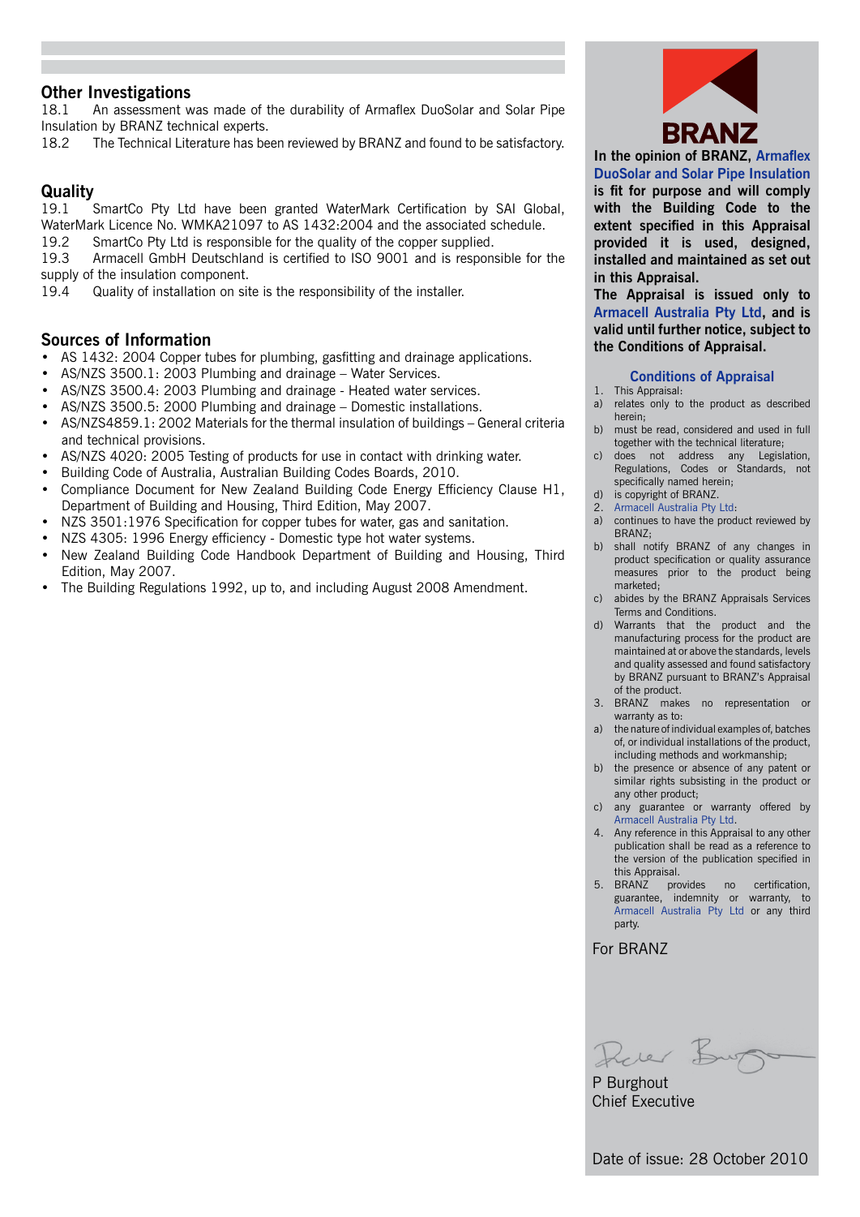## Other Investigations

18.1 An assessment was made of the durability of Armaflex DuoSolar and Solar Pipe Insulation by BRANZ technical experts.

18.2 The Technical Literature has been reviewed by BRANZ and found to be satisfactory.

## Quality

19.1 SmartCo Pty Ltd have been granted WaterMark Certification by SAI Global, WaterMark Licence No. WMKA21097 to AS 1432:2004 and the associated schedule.

19.2 SmartCo Pty Ltd is responsible for the quality of the copper supplied.

19.3 Armacell GmbH Deutschland is certified to ISO 9001 and is responsible for the supply of the insulation component.

19.4 Quality of installation on site is the responsibility of the installer.

## Sources of Information

- AS 1432: 2004 Copper tubes for plumbing, gasfitting and drainage applications.
- AS/NZS 3500.1: 2003 Plumbing and drainage – Water Services.
- AS/NZS 3500.4: 2003 Plumbing and drainage - Heated water services.
- AS/NZS 3500.5: 2000 Plumbing and drainage – Domestic installations.
- AS/NZS4859.1: 2002 Materials for the thermal insulation of buildings – General criteria and technical provisions.
- AS/NZS 4020: 2005 Testing of products for use in contact with drinking water.
- Building Code of Australia, Australian Building Codes Boards, 2010.
- Compliance Document for New Zealand Building Code Energy Efficiency Clause H1, Department of Building and Housing, Third Edition, May 2007.
- NZS 3501:1976 Specification for copper tubes for water, gas and sanitation.
- NZS 4305: 1996 Energy efficiency - Domestic type hot water systems.
- New Zealand Building Code Handbook Department of Building and Housing, Third Edition, May 2007.
- The Building Regulations 1992, up to, and including August 2008 Amendment.

BRANZ

**In the opinion of BRANZ, Armaflex DuoSolar and Solar Pipe Insulation is fit for purpose and will comply with the Building Code to the extent specified in this Appraisal provided it is used, designed, installed and maintained as set out in this Appraisal.**

**The Appraisal is issued only to Armacell Australia Pty Ltd, and is valid until further notice, subject to the Conditions of Appraisal.**

### Conditions of Appraisal

1. This Appraisal:
   a) relates only to the product as described herein;
   b) must be read, considered and used in full together with the technical literature;
   c) does not address any Legislation, Regulations, Codes or Standards, not specifically named herein;
   d) is copyright of BRANZ.
2. Armacell Australia Pty Ltd:
   a) continues to have the product reviewed by BRANZ;
   b) shall notify BRANZ of any changes in product specification or quality assurance measures prior to the product being marketed;
   c) abides by the BRANZ Appraisals Services Terms and Conditions.
   d) Warrants that the product and the manufacturing process for the product are maintained at or above the standards, levels and quality assessed and found satisfactory by BRANZ pursuant to BRANZ's Appraisal of the product.
3. BRANZ makes no representation or warranty as to:
   a) the nature of individual examples of, batches of, or individual installations of the product, including methods and workmanship;
   b) the presence or absence of any patent or similar rights subsisting in the product or any other product;
   c) any guarantee or warranty offered by Armacell Australia Pty Ltd.
4. Any reference in this Appraisal to any other publication shall be read as a reference to the version of the publication specified in this Appraisal.
5. BRANZ provides no certification, guarantee, indemnity or warranty, to Armacell Australia Pty Ltd or any third party.

For BRANZ

P Burghout
Chief Executive

Date of issue: 28 October 2010